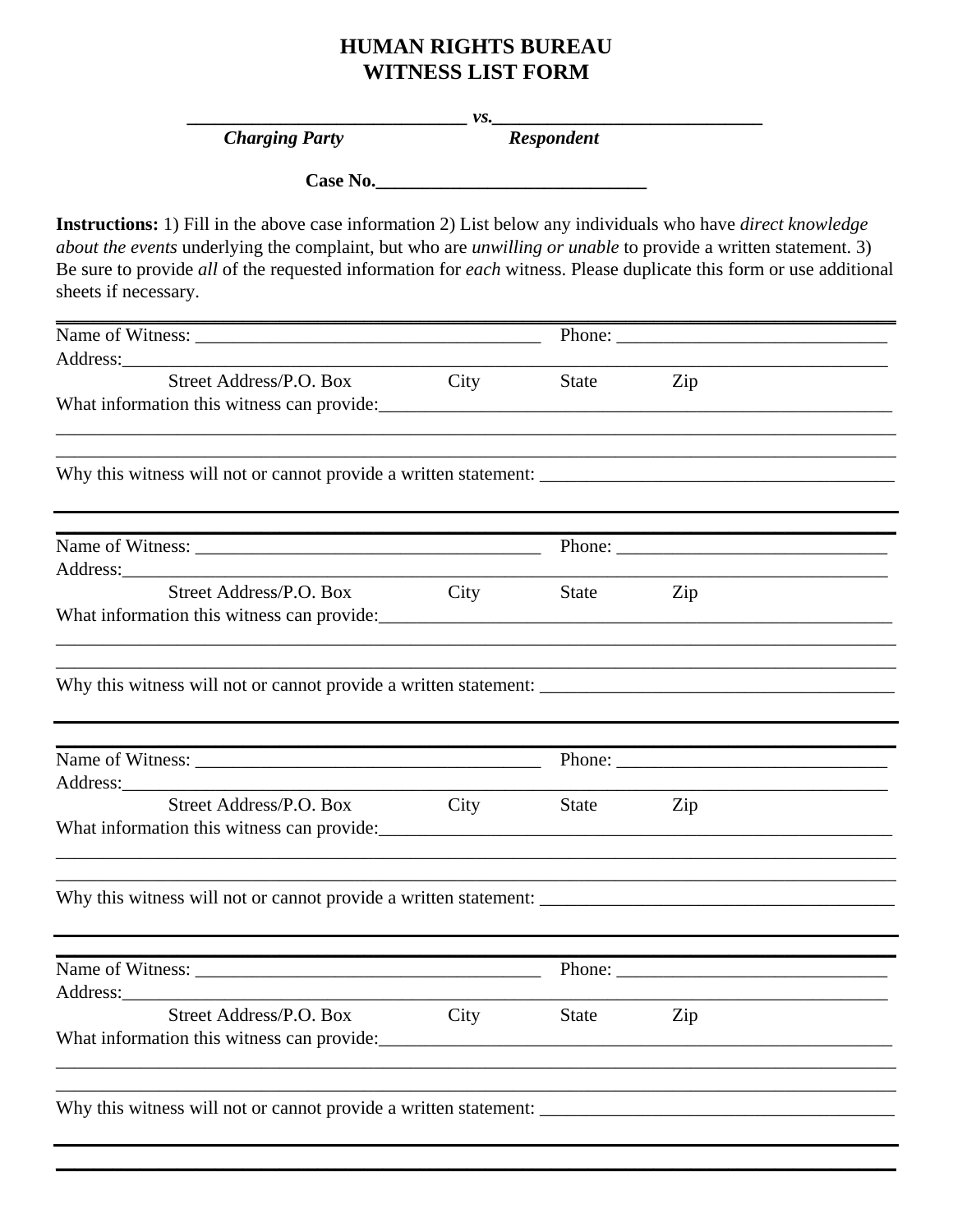# HUMAN RIGHTS BUREAU
# WITNESS LIST FORM

______________________________ *vs.*______________________________
***Charging Party*** ***Respondent***

**Case No.______________________________**

**Instructions:** 1) Fill in the above case information 2) List below any individuals who have *direct knowledge about the events* underlying the complaint, but who are *unwilling or unable* to provide a written statement. 3) Be sure to provide *all* of the requested information for *each* witness. Please duplicate this form or use additional sheets if necessary.

---

Name of Witness: ______________________________________ Phone: ______________________________

Address:_____________________________________________________________________________________

Street Address/P.O. Box City State Zip

What information this witness can provide:__________________________________________________________

_____________________________________________________________________________________________

_____________________________________________________________________________________________

Why this witness will not or cannot provide a written statement: ______________________________________

---

Name of Witness: ______________________________________ Phone: ______________________________

Address:_____________________________________________________________________________________

Street Address/P.O. Box City State Zip

What information this witness can provide:__________________________________________________________

_____________________________________________________________________________________________

_____________________________________________________________________________________________

Why this witness will not or cannot provide a written statement: ______________________________________

---

Name of Witness: ______________________________________ Phone: ______________________________

Address:_____________________________________________________________________________________

Street Address/P.O. Box City State Zip

What information this witness can provide:__________________________________________________________

_____________________________________________________________________________________________

_____________________________________________________________________________________________

Why this witness will not or cannot provide a written statement: ______________________________________

---

Name of Witness: ______________________________________ Phone: ______________________________

Address:_____________________________________________________________________________________

Street Address/P.O. Box City State Zip

What information this witness can provide:__________________________________________________________

_____________________________________________________________________________________________

_____________________________________________________________________________________________

Why this witness will not or cannot provide a written statement: ______________________________________

---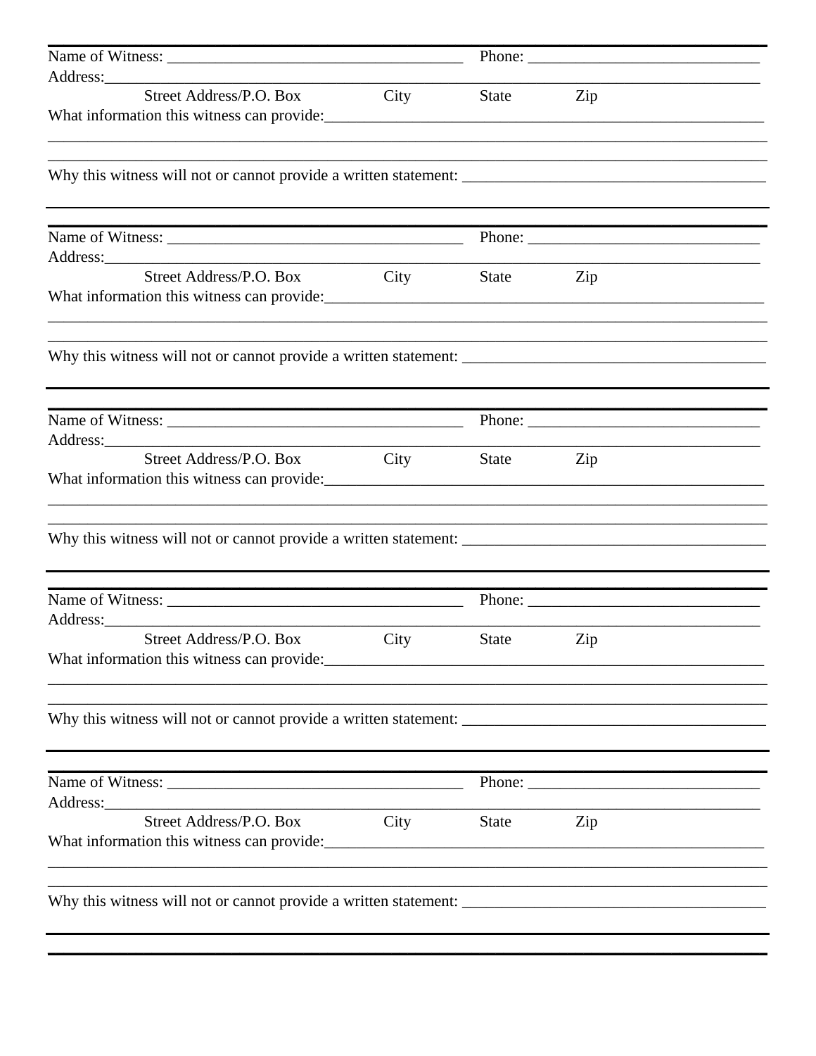Name of Witness: ____________________________________ Phone: _____________________________

Address:___________________________________________________________________________________

Street Address/P.O. Box City State Zip

What information this witness can provide:________________________________________________________

______________________________________________________________________________________________

______________________________________________________________________________________________

Why this witness will not or cannot provide a written statement: ____________________________________

---

Name of Witness: ____________________________________ Phone: _____________________________

Address:___________________________________________________________________________________

Street Address/P.O. Box City State Zip

What information this witness can provide:________________________________________________________

______________________________________________________________________________________________

______________________________________________________________________________________________

Why this witness will not or cannot provide a written statement: ____________________________________

---

Name of Witness: ____________________________________ Phone: _____________________________

Address:___________________________________________________________________________________

Street Address/P.O. Box City State Zip

What information this witness can provide:________________________________________________________

______________________________________________________________________________________________

______________________________________________________________________________________________

Why this witness will not or cannot provide a written statement: ____________________________________

---

Name of Witness: ____________________________________ Phone: _____________________________

Address:___________________________________________________________________________________

Street Address/P.O. Box City State Zip

What information this witness can provide:________________________________________________________

______________________________________________________________________________________________

______________________________________________________________________________________________

Why this witness will not or cannot provide a written statement: ____________________________________

---

Name of Witness: ____________________________________ Phone: _____________________________

Address:___________________________________________________________________________________

Street Address/P.O. Box City State Zip

What information this witness can provide:________________________________________________________

______________________________________________________________________________________________

______________________________________________________________________________________________

Why this witness will not or cannot provide a written statement: ____________________________________

---